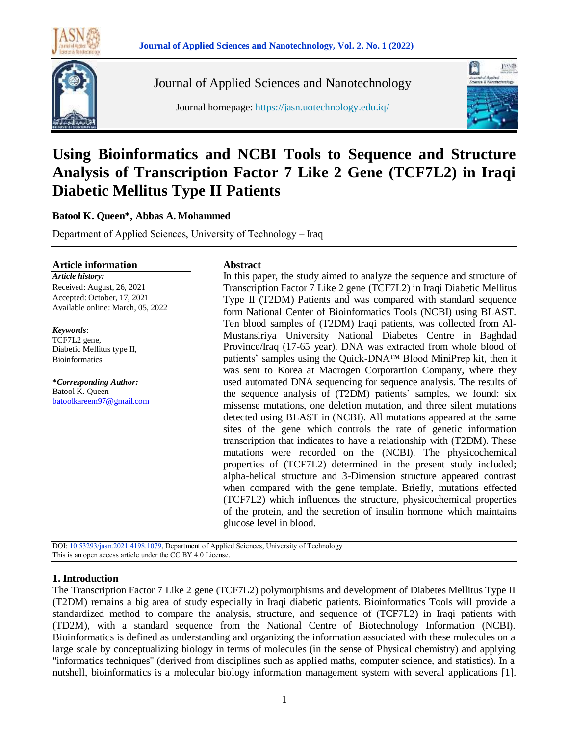# Using Bioinformatics and NCBI Tools to Sequence and Structure Analysis of Transcription Factor 7 Like 2 Gene (TCF7L2) in Iraqi Diabetic Mellitus Type II Patients

**Batool K. Queen\*, Abbas A. Mohammed**

Department of Applied Sciences, University of Technology – Iraq

## Article information

***Article history:***
Received: August, 26, 2021
Accepted: October, 17, 2021
Available online: March, 05, 2022

***Keywords***:
TCF7L2 gene,
Diabetic Mellitus type II,
Bioinformatics

***\*Corresponding Author:***
Batool K. Queen
batoolkareem97@gmail.com

## Abstract

In this paper, the study aimed to analyze the sequence and structure of Transcription Factor 7 Like 2 gene (TCF7L2) in Iraqi Diabetic Mellitus Type II (T2DM) Patients and was compared with standard sequence form National Center of Bioinformatics Tools (NCBI) using BLAST. Ten blood samples of (T2DM) Iraqi patients, was collected from Al-Mustansiriya University National Diabetes Centre in Baghdad Province/Iraq (17-65 year). DNA was extracted from whole blood of patients' samples using the Quick-DNA™ Blood MiniPrep kit, then it was sent to Korea at Macrogen Corporartion Company, where they used automated DNA sequencing for sequence analysis. The results of the sequence analysis of (T2DM) patients' samples, we found: six missense mutations, one deletion mutation, and three silent mutations detected using BLAST in (NCBI). All mutations appeared at the same sites of the gene which controls the rate of genetic information transcription that indicates to have a relationship with (T2DM). These mutations were recorded on the (NCBI). The physicochemical properties of (TCF7L2) determined in the present study included; alpha-helical structure and 3-Dimension structure appeared contrast when compared with the gene template. Briefly, mutations effected (TCF7L2) which influences the structure, physicochemical properties of the protein, and the secretion of insulin hormone which maintains glucose level in blood.

DOI: 10.53293/jasn.2021.4198.1079, Department of Applied Sciences, University of Technology
This is an open access article under the CC BY 4.0 License.

## 1. Introduction

The Transcription Factor 7 Like 2 gene (TCF7L2) polymorphisms and development of Diabetes Mellitus Type II (T2DM) remains a big area of study especially in Iraqi diabetic patients. Bioinformatics Tools will provide a standardized method to compare the analysis, structure, and sequence of (TCF7L2) in Iraqi patients with (TD2M), with a standard sequence from the National Centre of Biotechnology Information (NCBI). Bioinformatics is defined as understanding and organizing the information associated with these molecules on a large scale by conceptualizing biology in terms of molecules (in the sense of Physical chemistry) and applying "informatics techniques" (derived from disciplines such as applied maths, computer science, and statistics). In a nutshell, bioinformatics is a molecular biology information management system with several applications [1].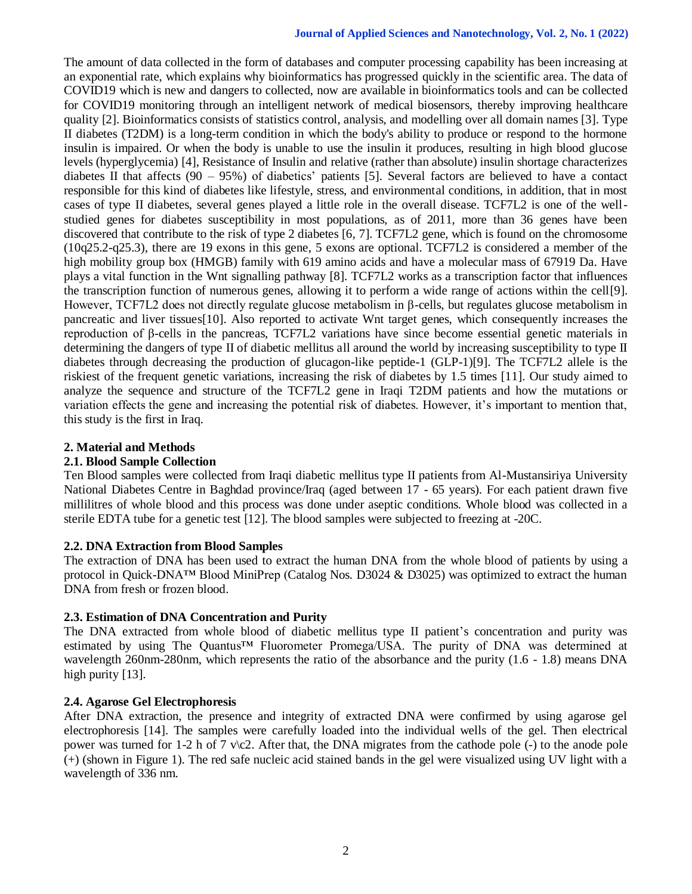The amount of data collected in the form of databases and computer processing capability has been increasing at an exponential rate, which explains why bioinformatics has progressed quickly in the scientific area. The data of COVID19 which is new and dangers to collected, now are available in bioinformatics tools and can be collected for COVID19 monitoring through an intelligent network of medical biosensors, thereby improving healthcare quality [2]. Bioinformatics consists of statistics control, analysis, and modelling over all domain names [3]. Type II diabetes (T2DM) is a long-term condition in which the body's ability to produce or respond to the hormone insulin is impaired. Or when the body is unable to use the insulin it produces, resulting in high blood glucose levels (hyperglycemia) [4], Resistance of Insulin and relative (rather than absolute) insulin shortage characterizes diabetes II that affects (90 – 95%) of diabetics' patients [5]. Several factors are believed to have a contact responsible for this kind of diabetes like lifestyle, stress, and environmental conditions, in addition, that in most cases of type II diabetes, several genes played a little role in the overall disease. TCF7L2 is one of the well-studied genes for diabetes susceptibility in most populations, as of 2011, more than 36 genes have been discovered that contribute to the risk of type 2 diabetes [6, 7]. TCF7L2 gene, which is found on the chromosome (10q25.2-q25.3), there are 19 exons in this gene, 5 exons are optional. TCF7L2 is considered a member of the high mobility group box (HMGB) family with 619 amino acids and have a molecular mass of 67919 Da. Have plays a vital function in the Wnt signalling pathway [8]. TCF7L2 works as a transcription factor that influences the transcription function of numerous genes, allowing it to perform a wide range of actions within the cell[9]. However, TCF7L2 does not directly regulate glucose metabolism in β-cells, but regulates glucose metabolism in pancreatic and liver tissues[10]. Also reported to activate Wnt target genes, which consequently increases the reproduction of β-cells in the pancreas, TCF7L2 variations have since become essential genetic materials in determining the dangers of type II of diabetic mellitus all around the world by increasing susceptibility to type II diabetes through decreasing the production of glucagon-like peptide-1 (GLP-1)[9]. The TCF7L2 allele is the riskiest of the frequent genetic variations, increasing the risk of diabetes by 1.5 times [11]. Our study aimed to analyze the sequence and structure of the TCF7L2 gene in Iraqi T2DM patients and how the mutations or variation effects the gene and increasing the potential risk of diabetes. However, it's important to mention that, this study is the first in Iraq.

## 2. Material and Methods

### 2.1. Blood Sample Collection

Ten Blood samples were collected from Iraqi diabetic mellitus type II patients from Al-Mustansiriya University National Diabetes Centre in Baghdad province/Iraq (aged between 17 - 65 years). For each patient drawn five millilitres of whole blood and this process was done under aseptic conditions. Whole blood was collected in a sterile EDTA tube for a genetic test [12]. The blood samples were subjected to freezing at -20C.

### 2.2. DNA Extraction from Blood Samples

The extraction of DNA has been used to extract the human DNA from the whole blood of patients by using a protocol in Quick-DNA™ Blood MiniPrep (Catalog Nos. D3024 & D3025) was optimized to extract the human DNA from fresh or frozen blood.

### 2.3. Estimation of DNA Concentration and Purity

The DNA extracted from whole blood of diabetic mellitus type II patient's concentration and purity was estimated by using The Quantus™ Fluorometer Promega/USA. The purity of DNA was determined at wavelength 260nm-280nm, which represents the ratio of the absorbance and the purity (1.6 - 1.8) means DNA high purity [13].

### 2.4. Agarose Gel Electrophoresis

After DNA extraction, the presence and integrity of extracted DNA were confirmed by using agarose gel electrophoresis [14]. The samples were carefully loaded into the individual wells of the gel. Then electrical power was turned for 1-2 h of 7 v\c2. After that, the DNA migrates from the cathode pole (-) to the anode pole (+) (shown in Figure 1). The red safe nucleic acid stained bands in the gel were visualized using UV light with a wavelength of 336 nm.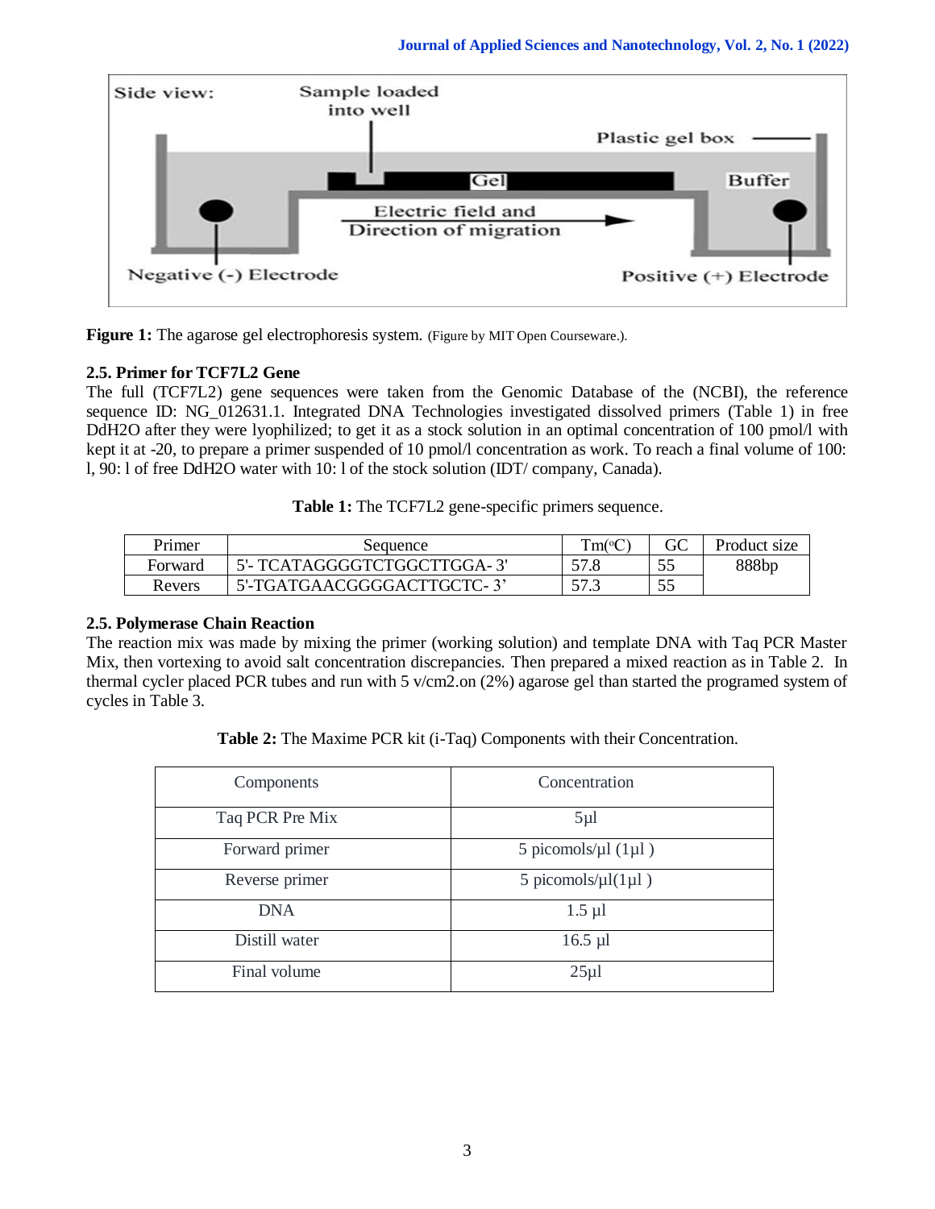**Figure 1:** The agarose gel electrophoresis system. (Figure by MIT Open Courseware.).

### 2.5. Primer for TCF7L2 Gene

The full (TCF7L2) gene sequences were taken from the Genomic Database of the (NCBI), the reference sequence ID: NG_012631.1. Integrated DNA Technologies investigated dissolved primers (Table 1) in free DdH2O after they were lyophilized; to get it as a stock solution in an optimal concentration of 100 pmol/l with kept it at -20, to prepare a primer suspended of 10 pmol/l concentration as work. To reach a final volume of 100: l, 90: l of free DdH2O water with 10: l of the stock solution (IDT/ company, Canada).

**Table 1:** The TCF7L2 gene-specific primers sequence.

| Primer | Sequence | Tm(°C) | GC | Product size |
|---|---|---|---|---|
| Forward | 5'- TCATAGGGGTCTGGCTTGGA- 3' | 57.8 | 55 | 888bp |
| Revers | 5'-TGATGAACGGGGACTTGCTC- 3' | 57.3 | 55 | |

### 2.5. Polymerase Chain Reaction

The reaction mix was made by mixing the primer (working solution) and template DNA with Taq PCR Master Mix, then vortexing to avoid salt concentration discrepancies. Then prepared a mixed reaction as in Table 2. In thermal cycler placed PCR tubes and run with 5 v/cm2.on (2%) agarose gel than started the programed system of cycles in Table 3.

**Table 2:** The Maxime PCR kit (i-Taq) Components with their Concentration.

| Components | Concentration |
|---|---|
| Taq PCR Pre Mix | 5µl |
| Forward primer | 5 picomols/µl (1µl ) |
| Reverse primer | 5 picomols/µl(1µl ) |
| DNA | 1.5 µl |
| Distill water | 16.5 µl |
| Final volume | 25µl |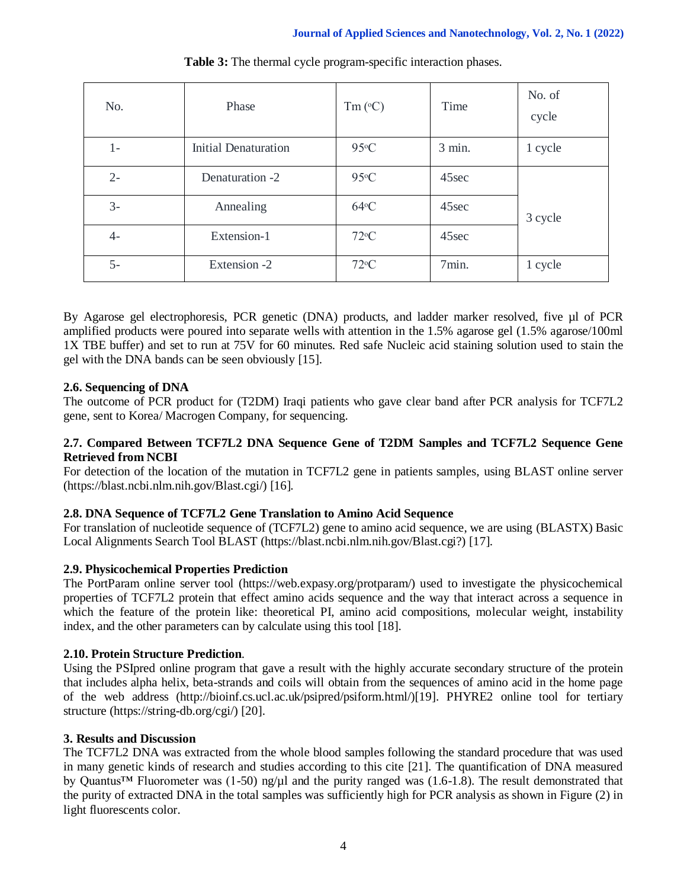**Table 3:** The thermal cycle program-specific interaction phases.

| No. | Phase | Tm (°C) | Time | No. of cycle |
|---|---|---|---|---|
| 1- | Initial Denaturation | 95°C | 3 min. | 1 cycle |
| 2- | Denaturation -2 | 95°C | 45sec | 3 cycle |
| 3- | Annealing | 64°C | 45sec | |
| 4- | Extension-1 | 72°C | 45sec | |
| 5- | Extension -2 | 72°C | 7min. | 1 cycle |

By Agarose gel electrophoresis, PCR genetic (DNA) products, and ladder marker resolved, five µl of PCR amplified products were poured into separate wells with attention in the 1.5% agarose gel (1.5% agarose/100ml 1X TBE buffer) and set to run at 75V for 60 minutes. Red safe Nucleic acid staining solution used to stain the gel with the DNA bands can be seen obviously [15].

### 2.6. Sequencing of DNA

The outcome of PCR product for (T2DM) Iraqi patients who gave clear band after PCR analysis for TCF7L2 gene, sent to Korea/ Macrogen Company, for sequencing.

### 2.7. Compared Between TCF7L2 DNA Sequence Gene of T2DM Samples and TCF7L2 Sequence Gene Retrieved from NCBI

For detection of the location of the mutation in TCF7L2 gene in patients samples, using BLAST online server (https://blast.ncbi.nlm.nih.gov/Blast.cgi/) [16].

### 2.8. DNA Sequence of TCF7L2 Gene Translation to Amino Acid Sequence

For translation of nucleotide sequence of (TCF7L2) gene to amino acid sequence, we are using (BLASTX) Basic Local Alignments Search Tool BLAST (https://blast.ncbi.nlm.nih.gov/Blast.cgi?) [17].

### 2.9. Physicochemical Properties Prediction

The PortParam online server tool (https://web.expasy.org/protparam/) used to investigate the physicochemical properties of TCF7L2 protein that effect amino acids sequence and the way that interact across a sequence in which the feature of the protein like: theoretical PI, amino acid compositions, molecular weight, instability index, and the other parameters can by calculate using this tool [18].

### 2.10. Protein Structure Prediction.

Using the PSIpred online program that gave a result with the highly accurate secondary structure of the protein that includes alpha helix, beta-strands and coils will obtain from the sequences of amino acid in the home page of the web address (http://bioinf.cs.ucl.ac.uk/psipred/psiform.html/)[19]. PHYRE2 online tool for tertiary structure (https://string-db.org/cgi/) [20].

## 3. Results and Discussion

The TCF7L2 DNA was extracted from the whole blood samples following the standard procedure that was used in many genetic kinds of research and studies according to this cite [21]. The quantification of DNA measured by Quantus™ Fluorometer was (1-50) ng/µl and the purity ranged was (1.6-1.8). The result demonstrated that the purity of extracted DNA in the total samples was sufficiently high for PCR analysis as shown in Figure (2) in light fluorescents color.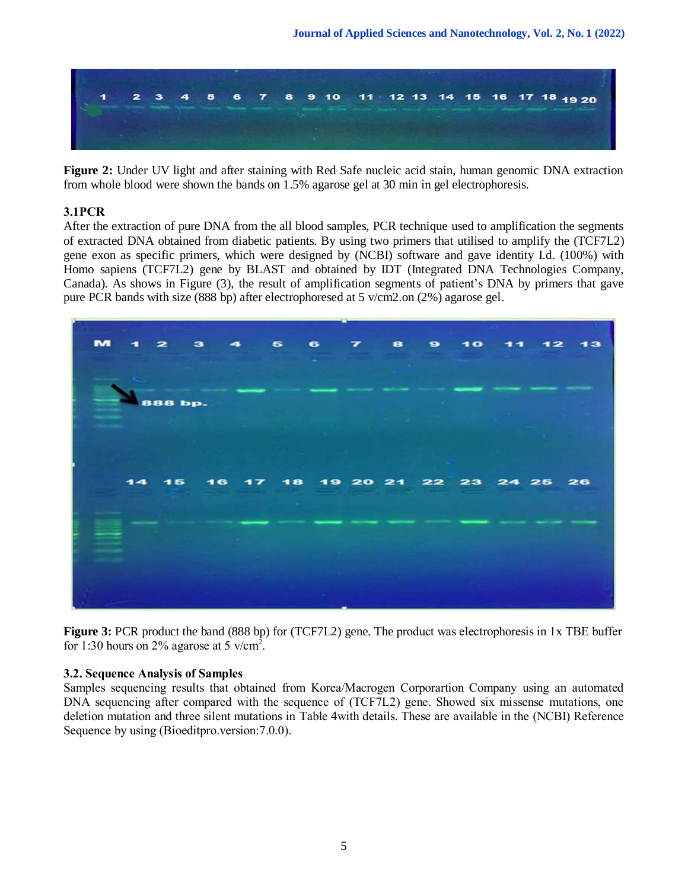**Figure 2:** Under UV light and after staining with Red Safe nucleic acid stain, human genomic DNA extraction from whole blood were shown the bands on 1.5% agarose gel at 30 min in gel electrophoresis.

### 3.1PCR

After the extraction of pure DNA from the all blood samples, PCR technique used to amplification the segments of extracted DNA obtained from diabetic patients. By using two primers that utilised to amplify the (TCF7L2) gene exon as specific primers, which were designed by (NCBI) software and gave identity I.d. (100%) with Homo sapiens (TCF7L2) gene by BLAST and obtained by IDT (Integrated DNA Technologies Company, Canada). As shows in Figure (3), the result of amplification segments of patient's DNA by primers that gave pure PCR bands with size (888 bp) after electrophoresed at 5 v/cm2.on (2%) agarose gel.

**Figure 3:** PCR product the band (888 bp) for (TCF7L2) gene. The product was electrophoresis in 1x TBE buffer for 1:30 hours on 2% agarose at 5 v/cm$^2$.

### 3.2. Sequence Analysis of Samples

Samples sequencing results that obtained from Korea/Macrogen Corporartion Company using an automated DNA sequencing after compared with the sequence of (TCF7L2) gene. Showed six missense mutations, one deletion mutation and three silent mutations in Table 4with details. These are available in the (NCBI) Reference Sequence by using (Bioeditpro.version:7.0.0).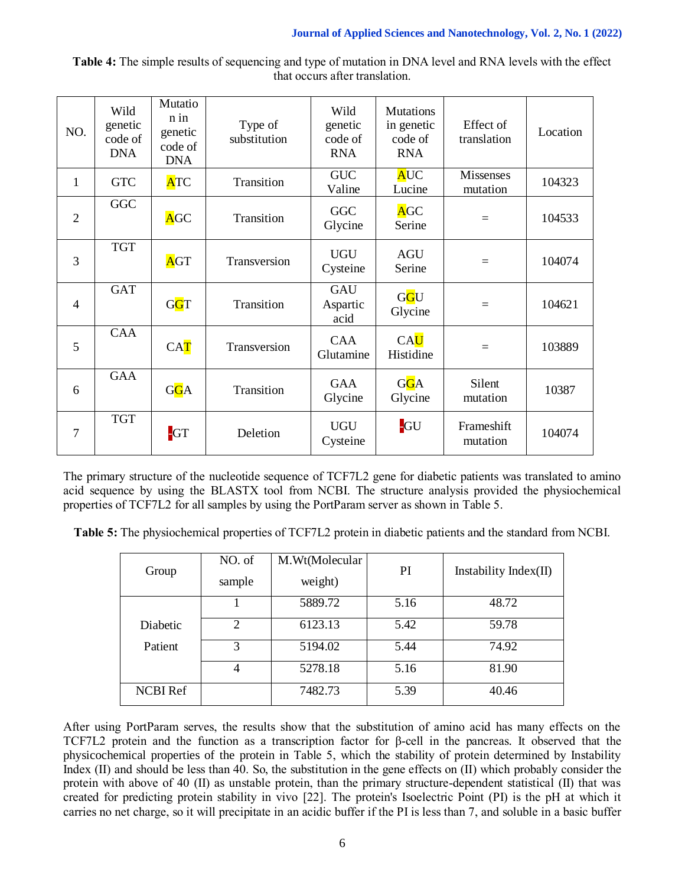**Table 4:** The simple results of sequencing and type of mutation in DNA level and RNA levels with the effect that occurs after translation.

| NO. | Wild genetic code of DNA | Mutation in genetic code of DNA | Type of substitution | Wild genetic code of RNA | Mutations in genetic code of RNA | Effect of translation | Location |
|---|---|---|---|---|---|---|---|
| 1 | GTC | ATC | Transition | GUC Valine | AUC Lucine | Missenses mutation | 104323 |
| 2 | GGC | AGC | Transition | GGC Glycine | AGC Serine | = | 104533 |
| 3 | TGT | AGT | Transversion | UGU Cysteine | AGU Serine | = | 104074 |
| 4 | GAT | GGT | Transition | GAU Aspartic acid | GGU Glycine | = | 104621 |
| 5 | CAA | CAT | Transversion | CAA Glutamine | CAU Histidine | = | 103889 |
| 6 | GAA | GGA | Transition | GAA Glycine | GGA Glycine | Silent mutation | 10387 |
| 7 | TGT | -GT | Deletion | UGU Cysteine | -GU | Frameshift mutation | 104074 |

The primary structure of the nucleotide sequence of TCF7L2 gene for diabetic patients was translated to amino acid sequence by using the BLASTX tool from NCBI. The structure analysis provided the physiochemical properties of TCF7L2 for all samples by using the PortParam server as shown in Table 5.

**Table 5:** The physiochemical properties of TCF7L2 protein in diabetic patients and the standard from NCBI.

| Group | NO. of sample | M.Wt(Molecular weight) | PI | Instability Index(II) |
|---|---|---|---|---|
| Diabetic Patient | 1 | 5889.72 | 5.16 | 48.72 |
| | 2 | 6123.13 | 5.42 | 59.78 |
| | 3 | 5194.02 | 5.44 | 74.92 |
| | 4 | 5278.18 | 5.16 | 81.90 |
| NCBI Ref | | 7482.73 | 5.39 | 40.46 |

After using PortParam serves, the results show that the substitution of amino acid has many effects on the TCF7L2 protein and the function as a transcription factor for β-cell in the pancreas. It observed that the physicochemical properties of the protein in Table 5, which the stability of protein determined by Instability Index (II) and should be less than 40. So, the substitution in the gene effects on (II) which probably consider the protein with above of 40 (II) as unstable protein, than the primary structure-dependent statistical (II) that was created for predicting protein stability in vivo [22]. The protein's Isoelectric Point (PI) is the pH at which it carries no net charge, so it will precipitate in an acidic buffer if the PI is less than 7, and soluble in a basic buffer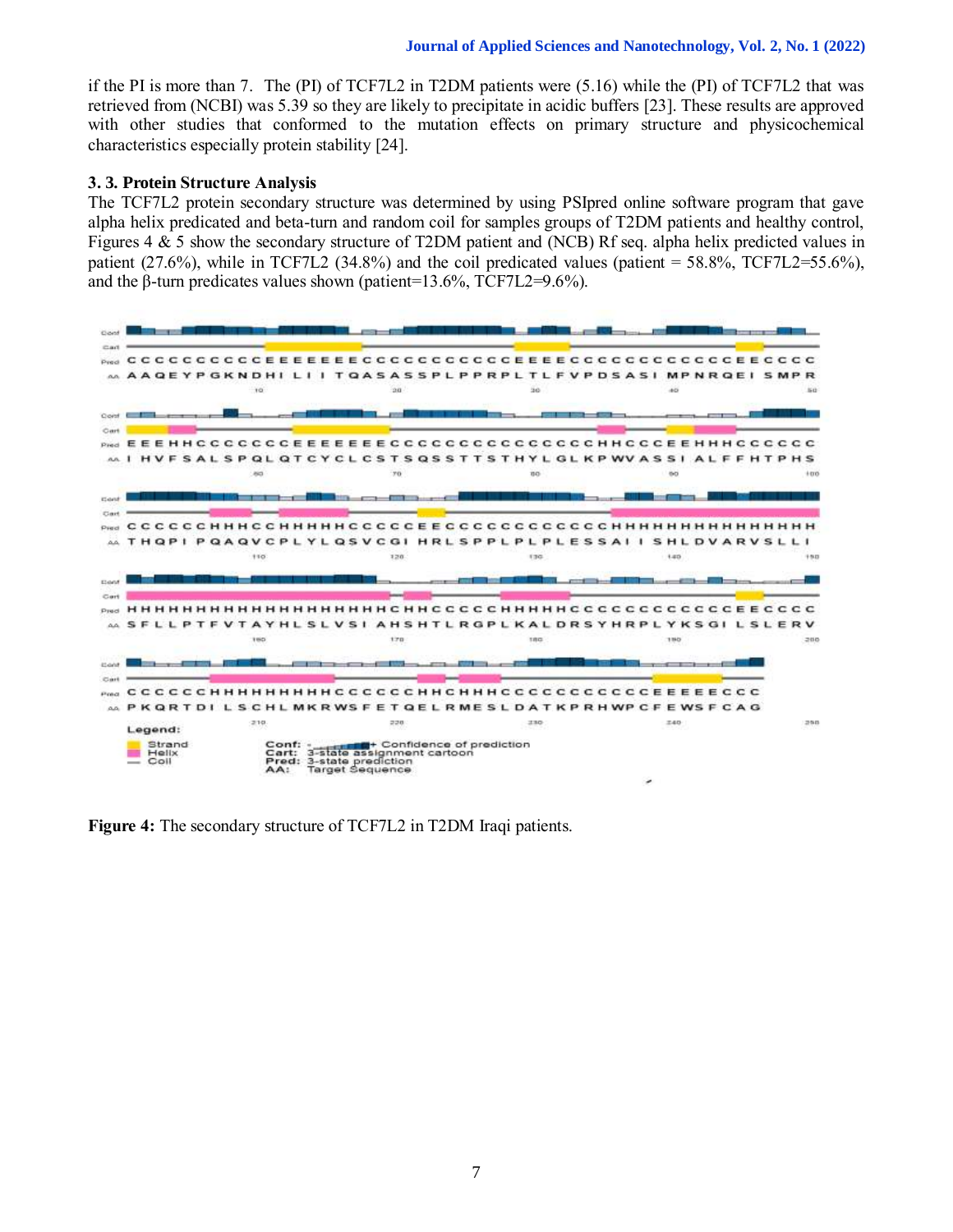if the PI is more than 7. The (PI) of TCF7L2 in T2DM patients were (5.16) while the (PI) of TCF7L2 that was retrieved from (NCBI) was 5.39 so they are likely to precipitate in acidic buffers [23]. These results are approved with other studies that conformed to the mutation effects on primary structure and physicochemical characteristics especially protein stability [24].

### 3. 3. Protein Structure Analysis

The TCF7L2 protein secondary structure was determined by using PSIpred online software program that gave alpha helix predicated and beta-turn and random coil for samples groups of T2DM patients and healthy control, Figures 4 & 5 show the secondary structure of T2DM patient and (NCB) Rf seq. alpha helix predicted values in patient (27.6%), while in TCF7L2 (34.8%) and the coil predicated values (patient = 58.8%, TCF7L2=55.6%), and the β-turn predicates values shown (patient=13.6%, TCF7L2=9.6%).

Figure 4: The secondary structure of TCF7L2 in T2DM Iraqi patients.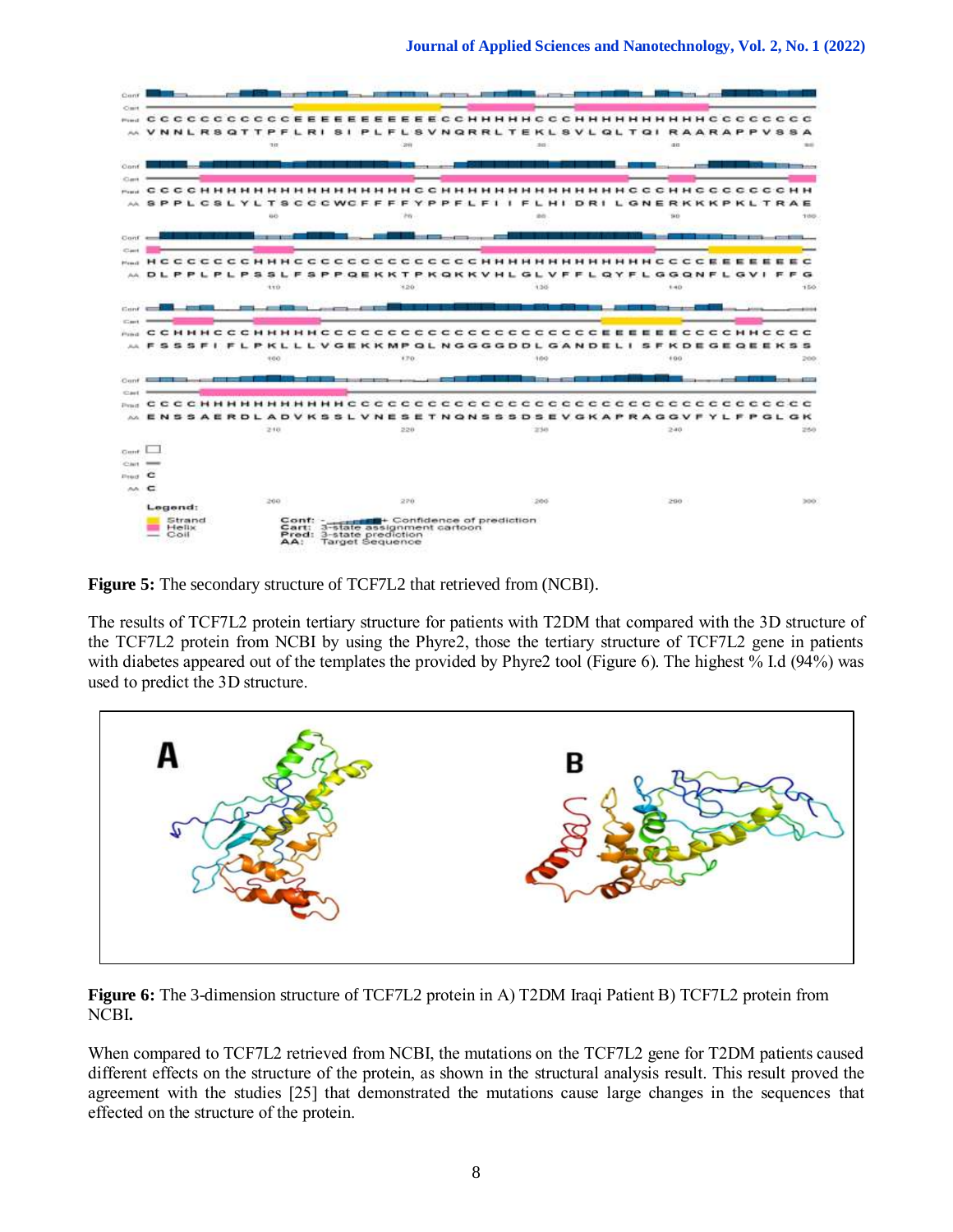**Figure 5:** The secondary structure of TCF7L2 that retrieved from (NCBI).

The results of TCF7L2 protein tertiary structure for patients with T2DM that compared with the 3D structure of the TCF7L2 protein from NCBI by using the Phyre2, those the tertiary structure of TCF7L2 gene in patients with diabetes appeared out of the templates the provided by Phyre2 tool (Figure 6). The highest % I.d (94%) was used to predict the 3D structure.

**Figure 6:** The 3-dimension structure of TCF7L2 protein in A) T2DM Iraqi Patient B) TCF7L2 protein from NCBI.

When compared to TCF7L2 retrieved from NCBI, the mutations on the TCF7L2 gene for T2DM patients caused different effects on the structure of the protein, as shown in the structural analysis result. This result proved the agreement with the studies [25] that demonstrated the mutations cause large changes in the sequences that effected on the structure of the protein.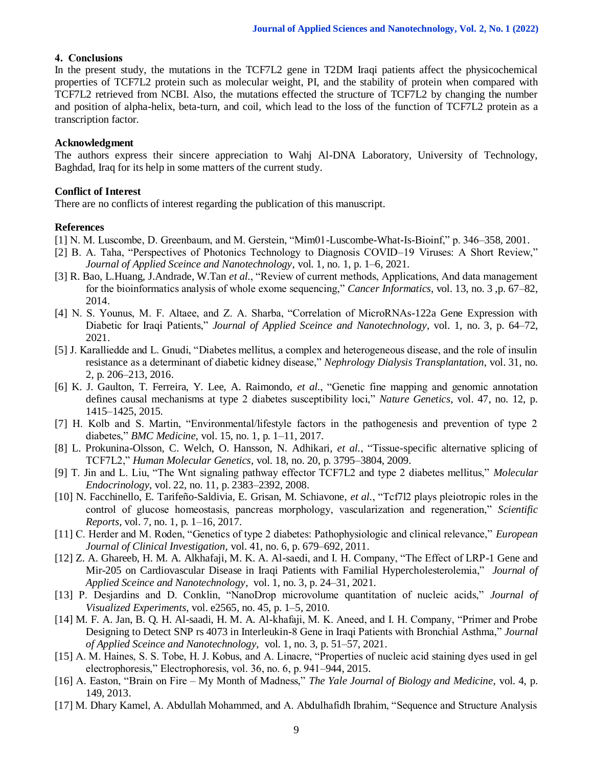## 4. Conclusions

In the present study, the mutations in the TCF7L2 gene in T2DM Iraqi patients affect the physicochemical properties of TCF7L2 protein such as molecular weight, PI, and the stability of protein when compared with TCF7L2 retrieved from NCBI. Also, the mutations effected the structure of TCF7L2 by changing the number and position of alpha-helix, beta-turn, and coil, which lead to the loss of the function of TCF7L2 protein as a transcription factor.

## Acknowledgment

The authors express their sincere appreciation to Wahj Al-DNA Laboratory, University of Technology, Baghdad, Iraq for its help in some matters of the current study.

## Conflict of Interest

There are no conflicts of interest regarding the publication of this manuscript.

## References

[1] N. M. Luscombe, D. Greenbaum, and M. Gerstein, "Mim01-Luscombe-What-Is-Bioinf," p. 346–358, 2001.

[2] B. A. Taha, "Perspectives of Photonics Technology to Diagnosis COVID–19 Viruses: A Short Review," *Journal of Applied Sceince and Nanotechnology*, vol. 1, no. 1, p. 1–6, 2021.

[3] R. Bao, L.Huang, J.Andrade, W.Tan *et al*., "Review of current methods, Applications, And data management for the bioinformatics analysis of whole exome sequencing," *Cancer Informatics*, vol. 13, no. 3 ,p. 67–82, 2014.

[4] N. S. Younus, M. F. Altaee, and Z. A. Sharba, "Correlation of MicroRNAs-122a Gene Expression with Diabetic for Iraqi Patients," *Journal of Applied Sceince and Nanotechnology*, vol. 1, no. 3, p. 64–72, 2021.

[5] J. Karalliedde and L. Gnudi, "Diabetes mellitus, a complex and heterogeneous disease, and the role of insulin resistance as a determinant of diabetic kidney disease," *Nephrology Dialysis Transplantation*, vol. 31, no. 2, p. 206–213, 2016.

[6] K. J. Gaulton, T. Ferreira, Y. Lee, A. Raimondo, *et al*., "Genetic fine mapping and genomic annotation defines causal mechanisms at type 2 diabetes susceptibility loci," *Nature Genetics*, vol. 47, no. 12, p. 1415–1425, 2015.

[7] H. Kolb and S. Martin, "Environmental/lifestyle factors in the pathogenesis and prevention of type 2 diabetes," *BMC Medicine*, vol. 15, no. 1, p. 1–11, 2017.

[8] L. Prokunina-Olsson, C. Welch, O. Hansson, N. Adhikari, *et al.*, "Tissue-specific alternative splicing of TCF7L2," *Human Molecular Genetics*, vol. 18, no. 20, p. 3795–3804, 2009.

[9] T. Jin and L. Liu, "The Wnt signaling pathway effector TCF7L2 and type 2 diabetes mellitus," *Molecular Endocrinology*, vol. 22, no. 11, p. 2383–2392, 2008.

[10] N. Facchinello, E. Tarifeño-Saldivia, E. Grisan, M. Schiavone, *et al.*, "Tcf7l2 plays pleiotropic roles in the control of glucose homeostasis, pancreas morphology, vascularization and regeneration," *Scientific Reports*, vol. 7, no. 1, p. 1–16, 2017.

[11] C. Herder and M. Roden, "Genetics of type 2 diabetes: Pathophysiologic and clinical relevance," *European Journal of Clinical Investigation*, vol. 41, no. 6, p. 679–692, 2011.

[12] Z. A. Ghareeb, H. M. A. Alkhafaji, M. K. A. Al-saedi, and I. H. Company, "The Effect of LRP-1 Gene and Mir-205 on Cardiovascular Disease in Iraqi Patients with Familial Hypercholesterolemia," *Journal of Applied Sceince and Nanotechnology*, vol. 1, no. 3, p. 24–31, 2021.

[13] P. Desjardins and D. Conklin, "NanoDrop microvolume quantitation of nucleic acids," *Journal of Visualized Experiments*, vol. e2565, no. 45, p. 1–5, 2010.

[14] M. F. A. Jan, B. Q. H. Al-saadi, H. M. A. Al-khafaji, M. K. Aneed, and I. H. Company, "Primer and Probe Designing to Detect SNP rs 4073 in Interleukin-8 Gene in Iraqi Patients with Bronchial Asthma," *Journal of Applied Sceince and Nanotechnology*, vol. 1, no. 3, p. 51–57, 2021.

[15] A. M. Haines, S. S. Tobe, H. J. Kobus, and A. Linacre, "Properties of nucleic acid staining dyes used in gel electrophoresis," Electrophoresis, vol. 36, no. 6, p. 941–944, 2015.

[16] A. Easton, "Brain on Fire – My Month of Madness," *The Yale Journal of Biology and Medicine*, vol. 4, p. 149, 2013.

[17] M. Dhary Kamel, A. Abdullah Mohammed, and A. Abdulhafidh Ibrahim, "Sequence and Structure Analysis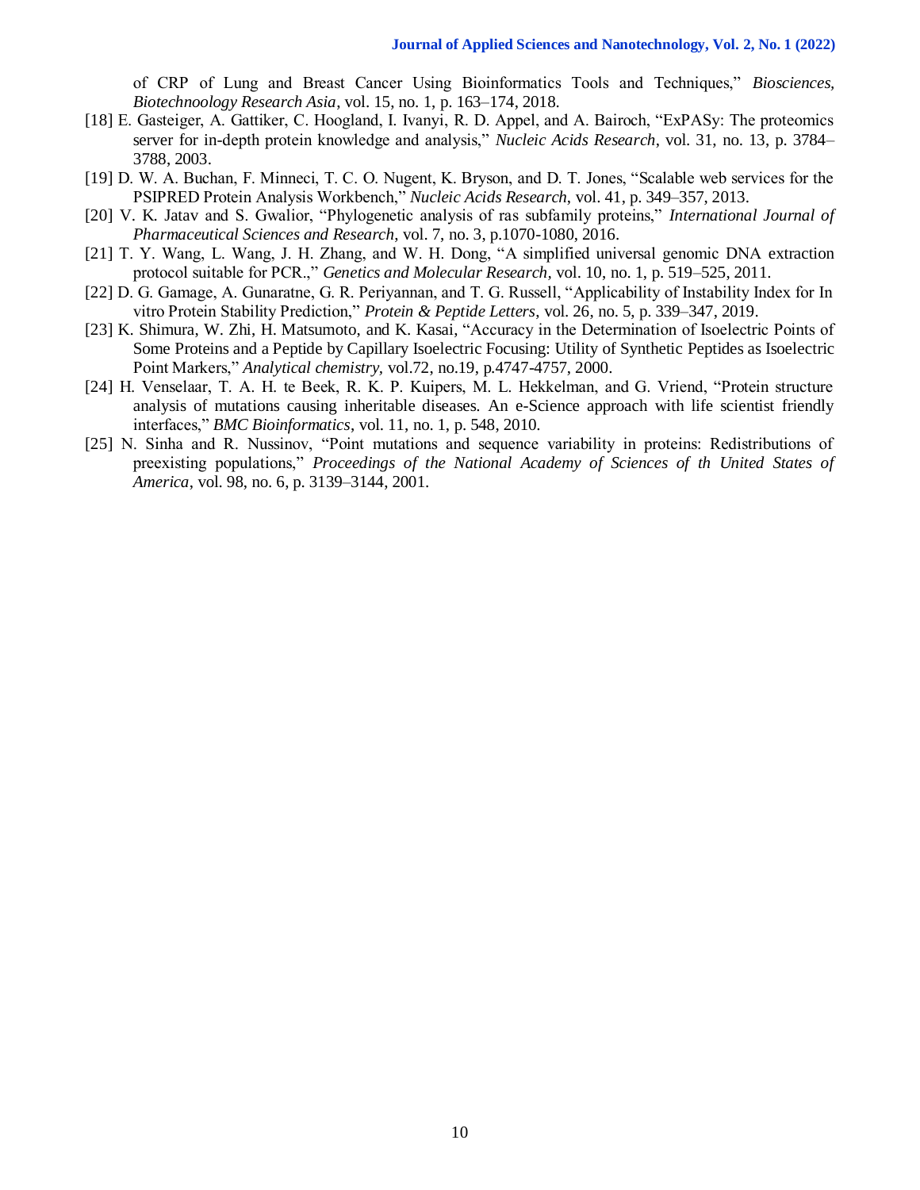of CRP of Lung and Breast Cancer Using Bioinformatics Tools and Techniques," *Biosciences, Biotechnoology Research Asia*, vol. 15, no. 1, p. 163–174, 2018.

[18] E. Gasteiger, A. Gattiker, C. Hoogland, I. Ivanyi, R. D. Appel, and A. Bairoch, "ExPASy: The proteomics server for in-depth protein knowledge and analysis," *Nucleic Acids Research*, vol. 31, no. 13, p. 3784–3788, 2003.

[19] D. W. A. Buchan, F. Minneci, T. C. O. Nugent, K. Bryson, and D. T. Jones, "Scalable web services for the PSIPRED Protein Analysis Workbench," *Nucleic Acids Research*, vol. 41, p. 349–357, 2013.

[20] V. K. Jatav and S. Gwalior, "Phylogenetic analysis of ras subfamily proteins," *International Journal of Pharmaceutical Sciences and Research*, vol. 7, no. 3, p.1070-1080, 2016.

[21] T. Y. Wang, L. Wang, J. H. Zhang, and W. H. Dong, "A simplified universal genomic DNA extraction protocol suitable for PCR.," *Genetics and Molecular Research*, vol. 10, no. 1, p. 519–525, 2011.

[22] D. G. Gamage, A. Gunaratne, G. R. Periyannan, and T. G. Russell, "Applicability of Instability Index for In vitro Protein Stability Prediction," *Protein & Peptide Letters*, vol. 26, no. 5, p. 339–347, 2019.

[23] K. Shimura, W. Zhi, H. Matsumoto, and K. Kasai, "Accuracy in the Determination of Isoelectric Points of Some Proteins and a Peptide by Capillary Isoelectric Focusing: Utility of Synthetic Peptides as Isoelectric Point Markers," *Analytical chemistry*, vol.72, no.19, p.4747-4757, 2000.

[24] H. Venselaar, T. A. H. te Beek, R. K. P. Kuipers, M. L. Hekkelman, and G. Vriend, "Protein structure analysis of mutations causing inheritable diseases. An e-Science approach with life scientist friendly interfaces," *BMC Bioinformatics*, vol. 11, no. 1, p. 548, 2010.

[25] N. Sinha and R. Nussinov, "Point mutations and sequence variability in proteins: Redistributions of preexisting populations," *Proceedings of the National Academy of Sciences of th United States of America*, vol. 98, no. 6, p. 3139–3144, 2001.